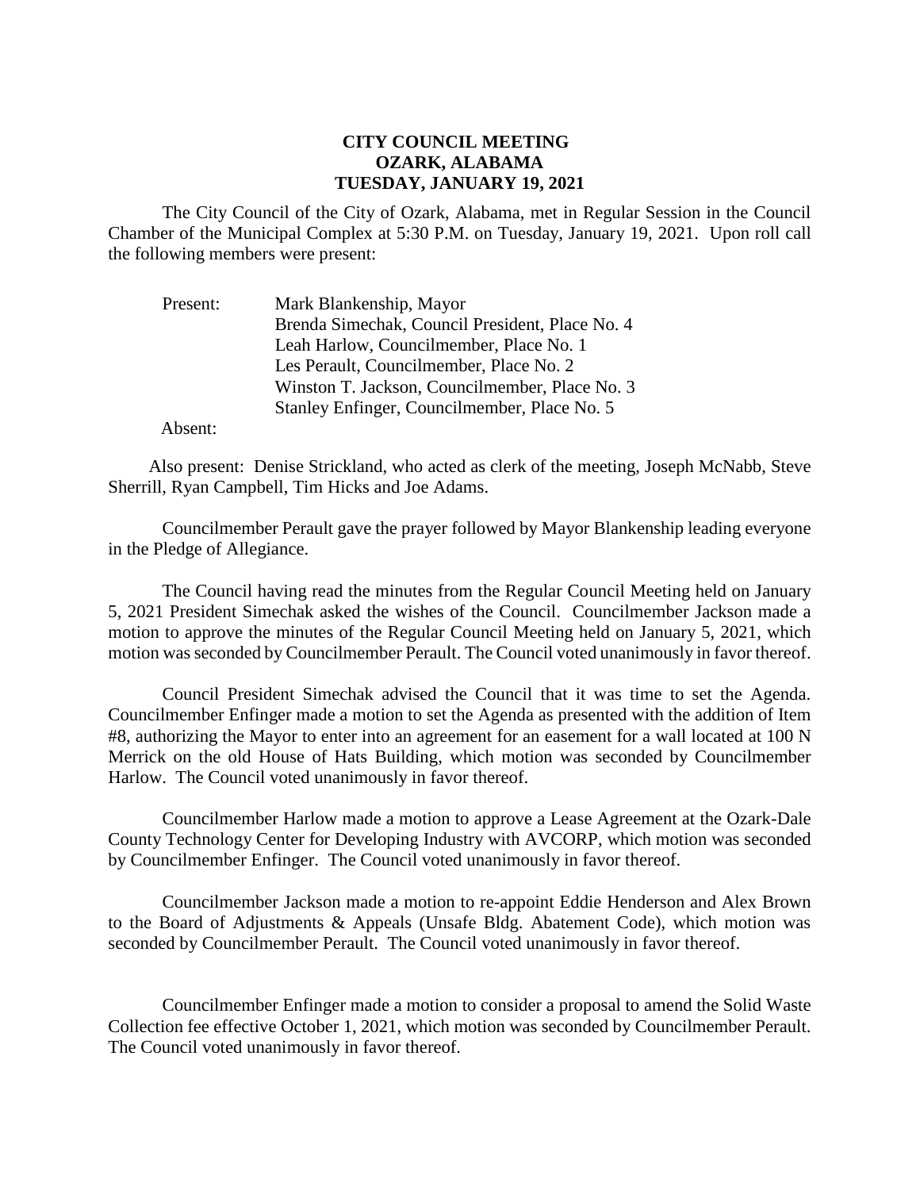**CITY COUNCIL MEETING**
**OZARK, ALABAMA**
**TUESDAY, JANUARY 19, 2021**

The City Council of the City of Ozark, Alabama, met in Regular Session in the Council Chamber of the Municipal Complex at 5:30 P.M. on Tuesday, January 19, 2021. Upon roll call the following members were present:

Present: Mark Blankenship, Mayor
Brenda Simechak, Council President, Place No. 4
Leah Harlow, Councilmember, Place No. 1
Les Perault, Councilmember, Place No. 2
Winston T. Jackson, Councilmember, Place No. 3
Stanley Enfinger, Councilmember, Place No. 5

Absent:

Also present: Denise Strickland, who acted as clerk of the meeting, Joseph McNabb, Steve Sherrill, Ryan Campbell, Tim Hicks and Joe Adams.

Councilmember Perault gave the prayer followed by Mayor Blankenship leading everyone in the Pledge of Allegiance.

The Council having read the minutes from the Regular Council Meeting held on January 5, 2021 President Simechak asked the wishes of the Council. Councilmember Jackson made a motion to approve the minutes of the Regular Council Meeting held on January 5, 2021, which motion was seconded by Councilmember Perault. The Council voted unanimously in favor thereof.

Council President Simechak advised the Council that it was time to set the Agenda. Councilmember Enfinger made a motion to set the Agenda as presented with the addition of Item #8, authorizing the Mayor to enter into an agreement for an easement for a wall located at 100 N Merrick on the old House of Hats Building, which motion was seconded by Councilmember Harlow. The Council voted unanimously in favor thereof.

Councilmember Harlow made a motion to approve a Lease Agreement at the Ozark-Dale County Technology Center for Developing Industry with AVCORP, which motion was seconded by Councilmember Enfinger. The Council voted unanimously in favor thereof.

Councilmember Jackson made a motion to re-appoint Eddie Henderson and Alex Brown to the Board of Adjustments & Appeals (Unsafe Bldg. Abatement Code), which motion was seconded by Councilmember Perault. The Council voted unanimously in favor thereof.

Councilmember Enfinger made a motion to consider a proposal to amend the Solid Waste Collection fee effective October 1, 2021, which motion was seconded by Councilmember Perault. The Council voted unanimously in favor thereof.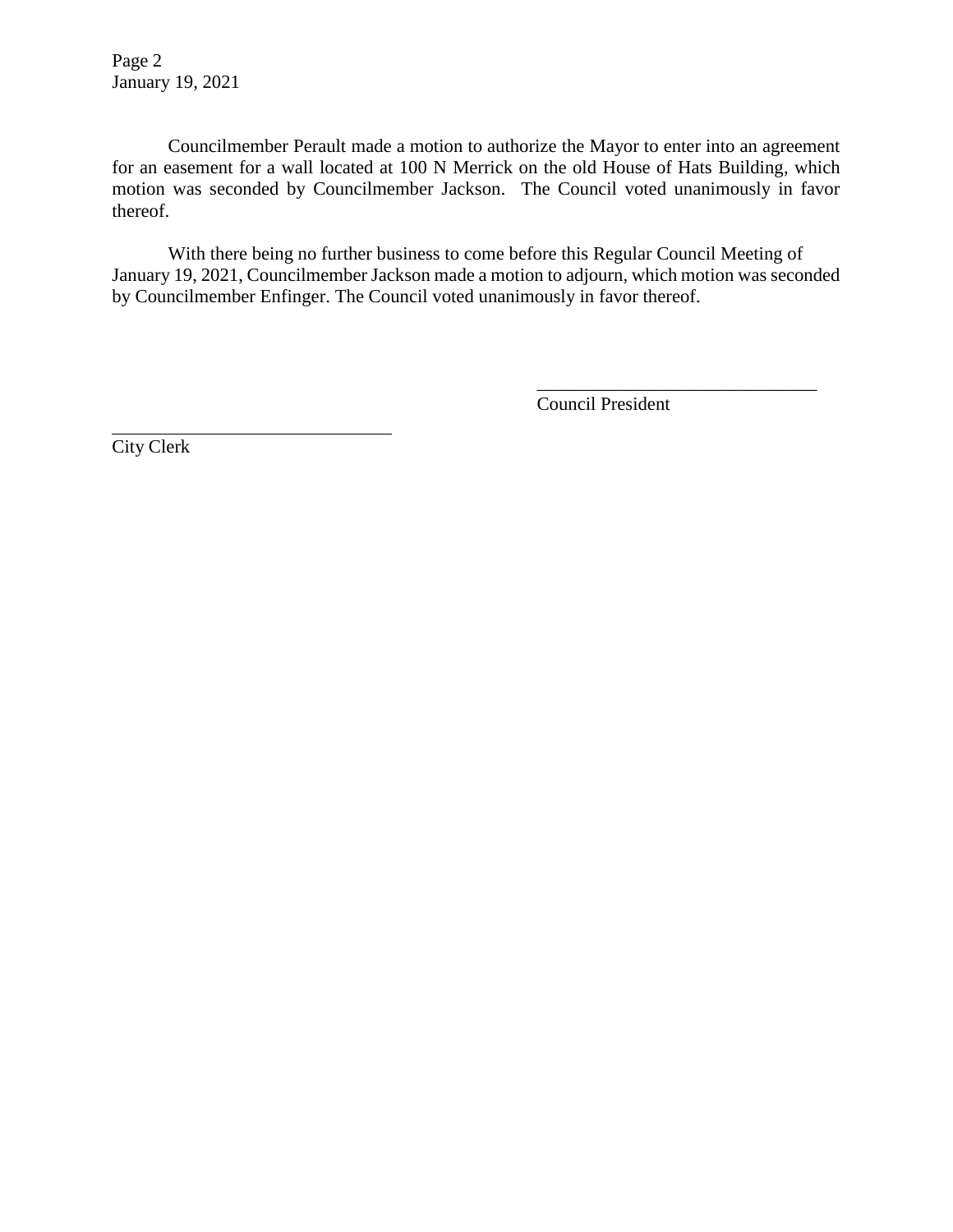Councilmember Perault made a motion to authorize the Mayor to enter into an agreement for an easement for a wall located at 100 N Merrick on the old House of Hats Building, which motion was seconded by Councilmember Jackson. The Council voted unanimously in favor thereof.

With there being no further business to come before this Regular Council Meeting of January 19, 2021, Councilmember Jackson made a motion to adjourn, which motion was seconded by Councilmember Enfinger. The Council voted unanimously in favor thereof.

\_\_\_\_\_\_\_\_\_\_\_\_\_\_\_\_\_\_\_\_\_\_\_\_\_\_\_\_\_\_\_

Council President

\_\_\_\_\_\_\_\_\_\_\_\_\_\_\_\_\_\_\_\_\_\_\_\_\_\_\_\_\_\_\_

City Clerk